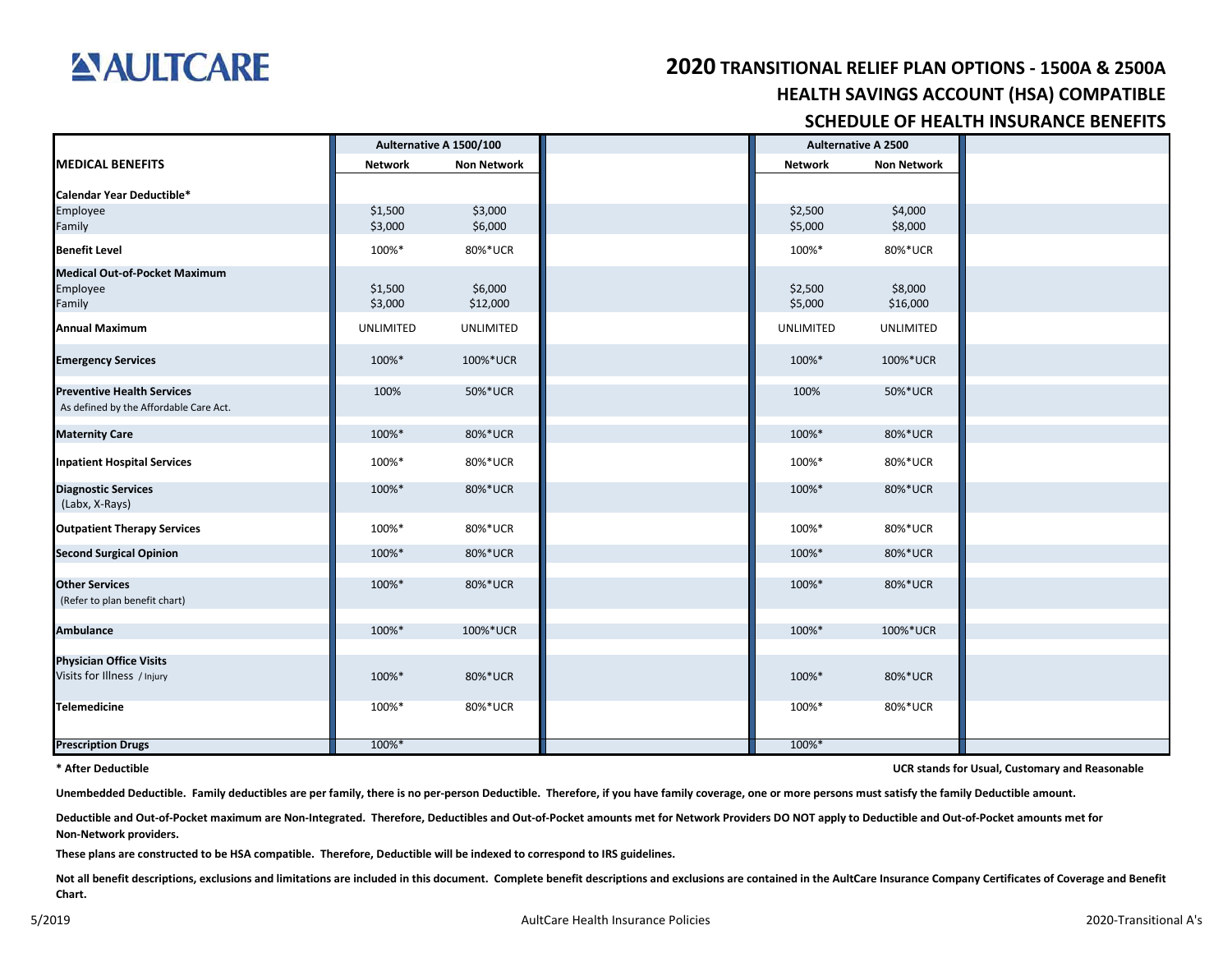AULTCARE

# 2020 TRANSITIONAL RELIEF PLAN OPTIONS - 1500A & 2500A

## HEALTH SAVINGS ACCOUNT (HSA) COMPATIBLE

## SCHEDULE OF HEALTH INSURANCE BENEFITS

| | Aulternative A 1500/100 | | | Aulternative A 2500 | | |
|---|---|---|---|---|---|---|
| **MEDICAL BENEFITS** | **Network** | **Non Network** | | **Network** | **Non Network** | |
| **Calendar Year Deductible*** | | | | | | |
| Employee | $1,500 | $3,000 | | $2,500 | $4,000 | |
| Family | $3,000 | $6,000 | | $5,000 | $8,000 | |
| **Benefit Level** | 100%* | 80%*UCR | | 100%* | 80%*UCR | |
| **Medical Out-of-Pocket Maximum** | | | | | | |
| Employee | $1,500 | $6,000 | | $2,500 | $8,000 | |
| Family | $3,000 | $12,000 | | $5,000 | $16,000 | |
| **Annual Maximum** | UNLIMITED | UNLIMITED | | UNLIMITED | UNLIMITED | |
| **Emergency Services** | 100%* | 100%*UCR | | 100%* | 100%*UCR | |
| **Preventive Health Services** As defined by the Affordable Care Act. | 100% | 50%*UCR | | 100% | 50%*UCR | |
| **Maternity Care** | 100%* | 80%*UCR | | 100%* | 80%*UCR | |
| **Inpatient Hospital Services** | 100%* | 80%*UCR | | 100%* | 80%*UCR | |
| **Diagnostic Services** (Labx, X-Rays) | 100%* | 80%*UCR | | 100%* | 80%*UCR | |
| **Outpatient Therapy Services** | 100%* | 80%*UCR | | 100%* | 80%*UCR | |
| **Second Surgical Opinion** | 100%* | 80%*UCR | | 100%* | 80%*UCR | |
| **Other Services** (Refer to plan benefit chart) | 100%* | 80%*UCR | | 100%* | 80%*UCR | |
| **Ambulance** | 100%* | 100%*UCR | | 100%* | 100%*UCR | |
| **Physician Office Visits** | | | | | | |
| Visits for Illness / Injury | 100%* | 80%*UCR | | 100%* | 80%*UCR | |
| **Telemedicine** | 100%* | 80%*UCR | | 100%* | 80%*UCR | |
| **Prescription Drugs** | 100%* | | | 100%* | | |

**\* After Deductible**

**UCR stands for Usual, Customary and Reasonable**

**Unembedded Deductible. Family deductibles are per family, there is no per-person Deductible. Therefore, if you have family coverage, one or more persons must satisfy the family Deductible amount.**

**Deductible and Out-of-Pocket maximum are Non-Integrated. Therefore, Deductibles and Out-of-Pocket amounts met for Network Providers DO NOT apply to Deductible and Out-of-Pocket amounts met for Non-Network providers.**

**These plans are constructed to be HSA compatible. Therefore, Deductible will be indexed to correspond to IRS guidelines.**

**Not all benefit descriptions, exclusions and limitations are included in this document. Complete benefit descriptions and exclusions are contained in the AultCare Insurance Company Certificates of Coverage and Benefit Chart.**

5/2019 AultCare Health Insurance Policies 2020-Transitional A's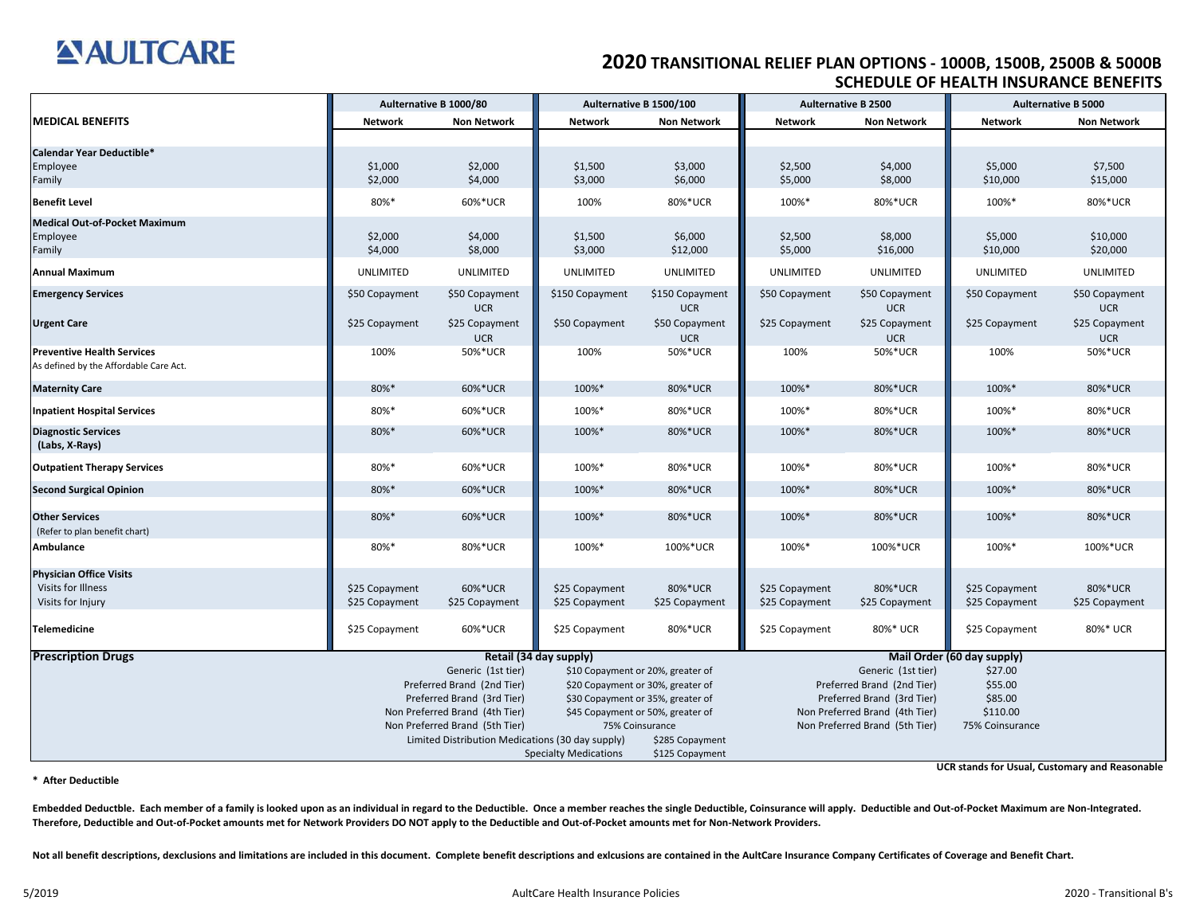# AULTCARE

## 2020 TRANSITIONAL RELIEF PLAN OPTIONS - 1000B, 1500B, 2500B & 5000B
## SCHEDULE OF HEALTH INSURANCE BENEFITS

| | Aulternative B 1000/80 | | Aulternative B 1500/100 | | Aulternative B 2500 | | Aulternative B 5000 | |
|---|---|---|---|---|---|---|---|---|
| **MEDICAL BENEFITS** | **Network** | **Non Network** | **Network** | **Non Network** | **Network** | **Non Network** | **Network** | **Non Network** |
| **Calendar Year Deductible*** | | | | | | | | |
| Employee | $1,000 | $2,000 | $1,500 | $3,000 | $2,500 | $4,000 | $5,000 | $7,500 |
| Family | $2,000 | $4,000 | $3,000 | $6,000 | $5,000 | $8,000 | $10,000 | $15,000 |
| **Benefit Level** | 80%* | 60%*UCR | 100% | 80%*UCR | 100%* | 80%*UCR | 100%* | 80%*UCR |
| **Medical Out-of-Pocket Maximum** | | | | | | | | |
| Employee | $2,000 | $4,000 | $1,500 | $6,000 | $2,500 | $8,000 | $5,000 | $10,000 |
| Family | $4,000 | $8,000 | $3,000 | $12,000 | $5,000 | $16,000 | $10,000 | $20,000 |
| **Annual Maximum** | UNLIMITED | UNLIMITED | UNLIMITED | UNLIMITED | UNLIMITED | UNLIMITED | UNLIMITED | UNLIMITED |
| **Emergency Services** | $50 Copayment | $50 Copayment UCR | $150 Copayment | $150 Copayment UCR | $50 Copayment | $50 Copayment UCR | $50 Copayment | $50 Copayment UCR |
| **Urgent Care** | $25 Copayment | $25 Copayment UCR | $50 Copayment | $50 Copayment UCR | $25 Copayment | $25 Copayment UCR | $25 Copayment | $25 Copayment UCR |
| **Preventive Health Services** As defined by the Affordable Care Act. | 100% | 50%*UCR | 100% | 50%*UCR | 100% | 50%*UCR | 100% | 50%*UCR |
| **Maternity Care** | 80%* | 60%*UCR | 100%* | 80%*UCR | 100%* | 80%*UCR | 100%* | 80%*UCR |
| **Inpatient Hospital Services** | 80%* | 60%*UCR | 100%* | 80%*UCR | 100%* | 80%*UCR | 100%* | 80%*UCR |
| **Diagnostic Services (Labs, X-Rays)** | 80%* | 60%*UCR | 100%* | 80%*UCR | 100%* | 80%*UCR | 100%* | 80%*UCR |
| **Outpatient Therapy Services** | 80%* | 60%*UCR | 100%* | 80%*UCR | 100%* | 80%*UCR | 100%* | 80%*UCR |
| **Second Surgical Opinion** | 80%* | 60%*UCR | 100%* | 80%*UCR | 100%* | 80%*UCR | 100%* | 80%*UCR |
| **Other Services** (Refer to plan benefit chart) | 80%* | 60%*UCR | 100%* | 80%*UCR | 100%* | 80%*UCR | 100%* | 80%*UCR |
| **Ambulance** | 80%* | 80%*UCR | 100%* | 100%*UCR | 100%* | 100%*UCR | 100%* | 100%*UCR |
| **Physician Office Visits** | | | | | | | | |
| Visits for Illness | $25 Copayment | 60%*UCR | $25 Copayment | 80%*UCR | $25 Copayment | 80%*UCR | $25 Copayment | 80%*UCR |
| Visits for Injury | $25 Copayment | $25 Copayment | $25 Copayment | $25 Copayment | $25 Copayment | $25 Copayment | $25 Copayment | $25 Copayment |
| **Telemedicine** | $25 Copayment | 60%*UCR | $25 Copayment | 80%*UCR | $25 Copayment | 80%* UCR | $25 Copayment | 80%* UCR |

**Prescription Drugs**

| Retail (34 day supply) | | Mail Order (60 day supply) | |
|---|---|---|---|
| Generic (1st tier) | $10 Copayment or 20%, greater of | Generic (1st tier) | $27.00 |
| Preferred Brand (2nd Tier) | $20 Copayment or 30%, greater of | Preferred Brand (2nd Tier) | $55.00 |
| Preferred Brand (3rd Tier) | $30 Copayment or 35%, greater of | Preferred Brand (3rd Tier) | $85.00 |
| Non Preferred Brand (4th Tier) | $45 Copayment or 50%, greater of | Non Preferred Brand (4th Tier) | $110.00 |
| Non Preferred Brand (5th Tier) | 75% Coinsurance | Non Preferred Brand (5th Tier) | 75% Coinsurance |
| Limited Distribution Medications (30 day supply) | $285 Copayment | | |
| Specialty Medications | $125 Copayment | | |

**UCR stands for Usual, Customary and Reasonable**

**\* After Deductible**

**Embedded Deductble. Each member of a family is looked upon as an individual in regard to the Deductible. Once a member reaches the single Deductible, Coinsurance will apply. Deductible and Out-of-Pocket Maximum are Non-Integrated. Therefore, Deductible and Out-of-Pocket amounts met for Network Providers DO NOT apply to the Deductible and Out-of-Pocket amounts met for Non-Network Providers.**

**Not all benefit descriptions, dexclusions and limitations are included in this document. Complete benefit descriptions and exlcusions are contained in the AultCare Insurance Company Certificates of Coverage and Benefit Chart.**

5/2019 AultCare Health Insurance Policies 2020 - Transitional B's